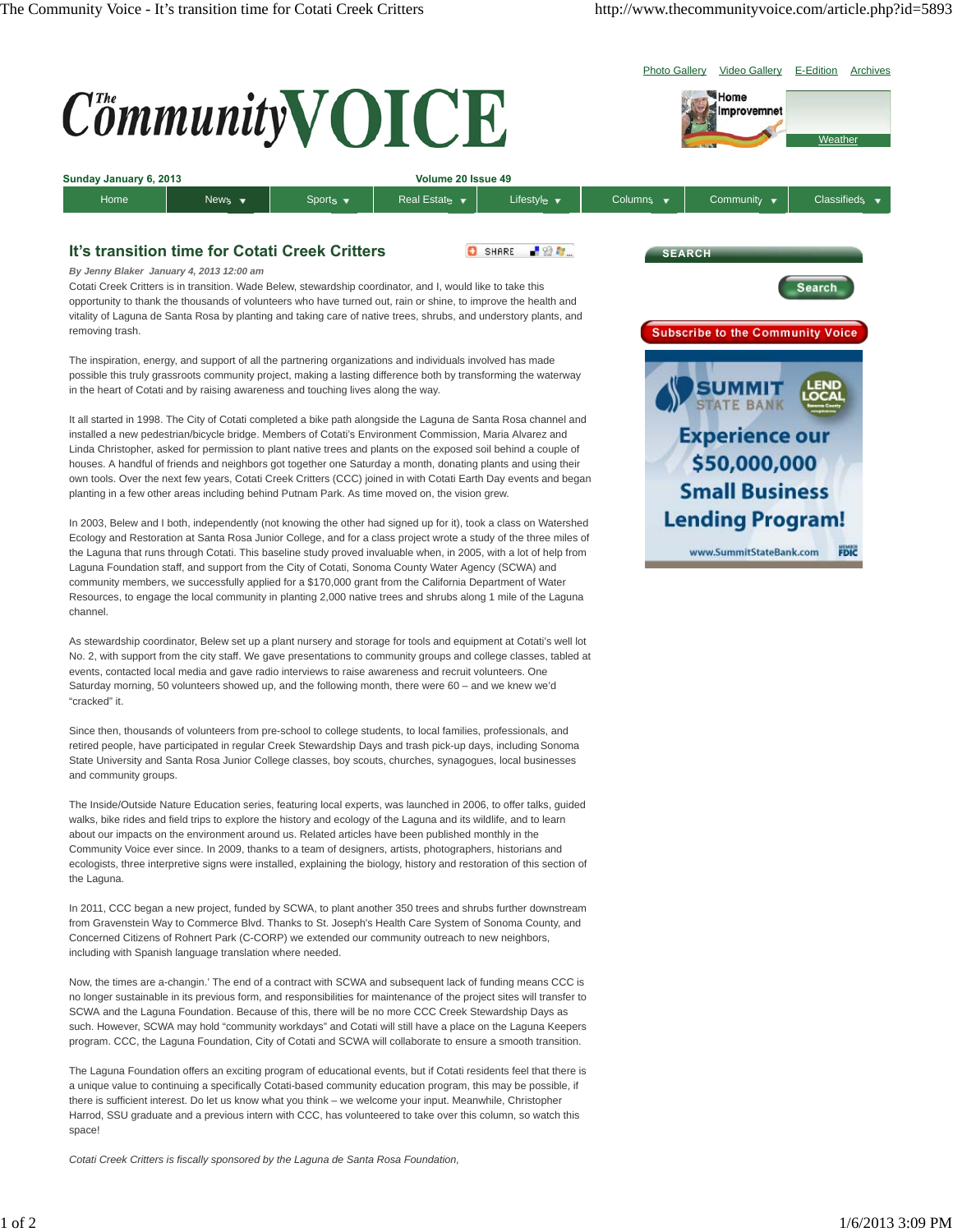# It's transition time for Cotati Creek Critters

*By Jenny Blaker January 4, 2013 12:00 am*

Cotati Creek Critters is in transition. Wade Belew, stewardship coordinator, and I, would like to take this opportunity to thank the thousands of volunteers who have turned out, rain or shine, to improve the health and vitality of Laguna de Santa Rosa by planting and taking care of native trees, shrubs, and understory plants, and removing trash.

The inspiration, energy, and support of all the partnering organizations and individuals involved has made possible this truly grassroots community project, making a lasting difference both by transforming the waterway in the heart of Cotati and by raising awareness and touching lives along the way.

It all started in 1998. The City of Cotati completed a bike path alongside the Laguna de Santa Rosa channel and installed a new pedestrian/bicycle bridge. Members of Cotati's Environment Commission, Maria Alvarez and Linda Christopher, asked for permission to plant native trees and plants on the exposed soil behind a couple of houses. A handful of friends and neighbors got together one Saturday a month, donating plants and using their own tools. Over the next few years, Cotati Creek Critters (CCC) joined in with Cotati Earth Day events and began planting in a few other areas including behind Putnam Park. As time moved on, the vision grew.

In 2003, Belew and I both, independently (not knowing the other had signed up for it), took a class on Watershed Ecology and Restoration at Santa Rosa Junior College, and for a class project wrote a study of the three miles of the Laguna that runs through Cotati. This baseline study proved invaluable when, in 2005, with a lot of help from Laguna Foundation staff, and support from the City of Cotati, Sonoma County Water Agency (SCWA) and community members, we successfully applied for a $170,000 grant from the California Department of Water Resources, to engage the local community in planting 2,000 native trees and shrubs along 1 mile of the Laguna channel.

As stewardship coordinator, Belew set up a plant nursery and storage for tools and equipment at Cotati's well lot No. 2, with support from the city staff. We gave presentations to community groups and college classes, tabled at events, contacted local media and gave radio interviews to raise awareness and recruit volunteers. One Saturday morning, 50 volunteers showed up, and the following month, there were 60 – and we knew we'd "cracked" it.

Since then, thousands of volunteers from pre-school to college students, to local families, professionals, and retired people, have participated in regular Creek Stewardship Days and trash pick-up days, including Sonoma State University and Santa Rosa Junior College classes, boy scouts, churches, synagogues, local businesses and community groups.

The Inside/Outside Nature Education series, featuring local experts, was launched in 2006, to offer talks, guided walks, bike rides and field trips to explore the history and ecology of the Laguna and its wildlife, and to learn about our impacts on the environment around us. Related articles have been published monthly in the Community Voice ever since. In 2009, thanks to a team of designers, artists, photographers, historians and ecologists, three interpretive signs were installed, explaining the biology, history and restoration of this section of the Laguna.

In 2011, CCC began a new project, funded by SCWA, to plant another 350 trees and shrubs further downstream from Gravenstein Way to Commerce Blvd. Thanks to St. Joseph's Health Care System of Sonoma County, and Concerned Citizens of Rohnert Park (C-CORP) we extended our community outreach to new neighbors, including with Spanish language translation where needed.

Now, the times are a-changin.' The end of a contract with SCWA and subsequent lack of funding means CCC is no longer sustainable in its previous form, and responsibilities for maintenance of the project sites will transfer to SCWA and the Laguna Foundation. Because of this, there will be no more CCC Creek Stewardship Days as such. However, SCWA may hold "community workdays" and Cotati will still have a place on the Laguna Keepers program. CCC, the Laguna Foundation, City of Cotati and SCWA will collaborate to ensure a smooth transition.

The Laguna Foundation offers an exciting program of educational events, but if Cotati residents feel that there is a unique value to continuing a specifically Cotati-based community education program, this may be possible, if there is sufficient interest. Do let us know what you think – we welcome your input. Meanwhile, Christopher Harrod, SSU graduate and a previous intern with CCC, has volunteered to take over this column, so watch this space!

*Cotati Creek Critters is fiscally sponsored by the Laguna de Santa Rosa Foundation,*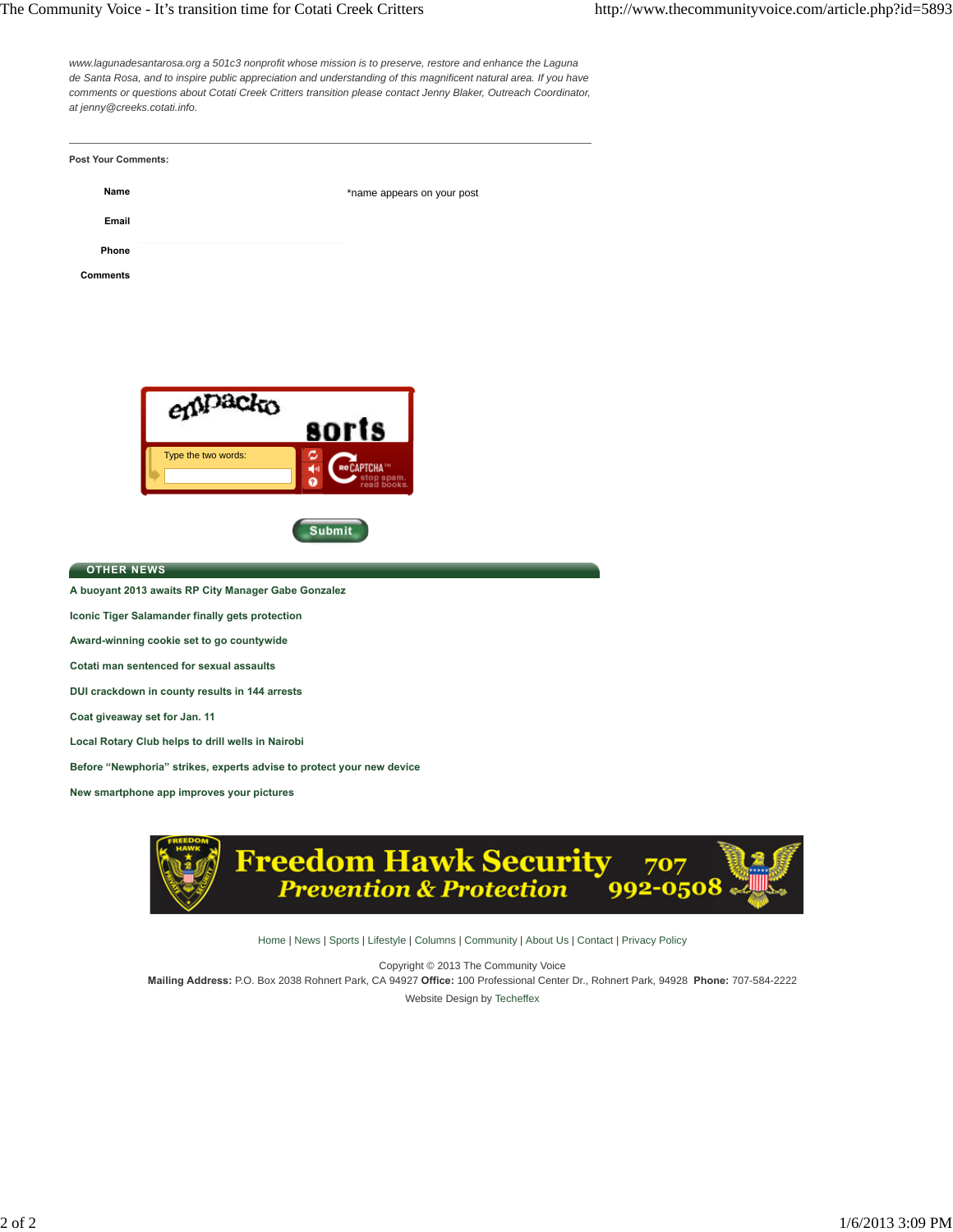*www.lagunadesantarosa.org a 501c3 nonprofit whose mission is to preserve, restore and enhance the Laguna de Santa Rosa, and to inspire public appreciation and understanding of this magnificent natural area. If you have comments or questions about Cotati Creek Critters transition please contact Jenny Blaker, Outreach Coordinator, at jenny@creeks.cotati.info.*

---

**Post Your Comments:**

**Name** *name appears on your post

**Email**

**Phone**

**Comments**

Type the two words:

Submit

## OTHER NEWS

**A buoyant 2013 awaits RP City Manager Gabe Gonzalez**

**Iconic Tiger Salamander finally gets protection**

**Award-winning cookie set to go countywide**

**Cotati man sentenced for sexual assaults**

**DUI crackdown in county results in 144 arrests**

**Coat giveaway set for Jan. 11**

**Local Rotary Club helps to drill wells in Nairobi**

**Before "Newphoria" strikes, experts advise to protect your new device**

**New smartphone app improves your pictures**

Freedom Hawk Security
Prevention & Protection
707 992-0508

Home | News | Sports | Lifestyle | Columns | Community | About Us | Contact | Privacy Policy

Copyright © 2013 The Community Voice

**Mailing Address:** P.O. Box 2038 Rohnert Park, CA 94927 **Office:** 100 Professional Center Dr., Rohnert Park, 94928 **Phone:** 707-584-2222

Website Design by Techeffex